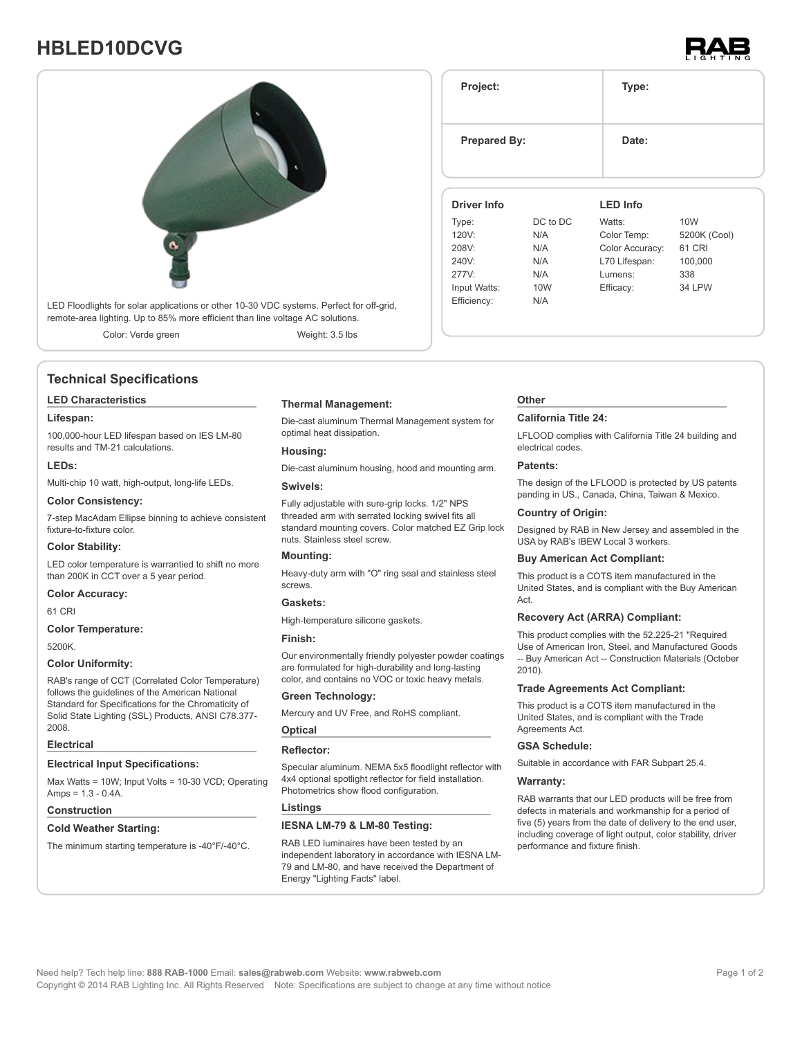# HBLED10DCVG

RAB LIGHTING

LED Floodlights for solar applications or other 10-30 VDC systems. Perfect for off-grid, remote-area lighting. Up to 85% more efficient than line voltage AC solutions.

Color: Verde green | Weight: 3.5 lbs

| Project: | Type: |
|---|---|
| Prepared By: | Date: |

| Driver Info | | LED Info | |
|---|---|---|---|
| Type: | DC to DC | Watts: | 10W |
| 120V: | N/A | Color Temp: | 5200K (Cool) |
| 208V: | N/A | Color Accuracy: | 61 CRI |
| 240V: | N/A | L70 Lifespan: | 100,000 |
| 277V: | N/A | Lumens: | 338 |
| Input Watts: | 10W | Efficacy: | 34 LPW |
| Efficiency: | N/A | | |

## Technical Specifications

### LED Characteristics

**Lifespan:**

100,000-hour LED lifespan based on IES LM-80 results and TM-21 calculations.

**LEDs:**

Multi-chip 10 watt, high-output, long-life LEDs.

**Color Consistency:**

7-step MacAdam Ellipse binning to achieve consistent fixture-to-fixture color.

**Color Stability:**

LED color temperature is warrantied to shift no more than 200K in CCT over a 5 year period.

**Color Accuracy:**

61 CRI

**Color Temperature:**

5200K.

**Color Uniformity:**

RAB's range of CCT (Correlated Color Temperature) follows the guidelines of the American National Standard for Specifications for the Chromaticity of Solid State Lighting (SSL) Products, ANSI C78.377-2008.

### Electrical

**Electrical Input Specifications:**

Max Watts = 10W; Input Volts = 10-30 VCD; Operating Amps = 1.3 - 0.4A.

### Construction

**Cold Weather Starting:**

The minimum starting temperature is -40°F/-40°C.

**Thermal Management:**

Die-cast aluminum Thermal Management system for optimal heat dissipation.

**Housing:**

Die-cast aluminum housing, hood and mounting arm.

**Swivels:**

Fully adjustable with sure-grip locks. 1/2" NPS threaded arm with serrated locking swivel fits all standard mounting covers. Color matched EZ Grip lock nuts. Stainless steel screw.

**Mounting:**

Heavy-duty arm with "O" ring seal and stainless steel screws.

**Gaskets:**

High-temperature silicone gaskets.

**Finish:**

Our environmentally friendly polyester powder coatings are formulated for high-durability and long-lasting color, and contains no VOC or toxic heavy metals.

**Green Technology:**

Mercury and UV Free, and RoHS compliant.

### Optical

**Reflector:**

Specular aluminum. NEMA 5x5 floodlight reflector with 4x4 optional spotlight reflector for field installation. Photometrics show flood configuration.

### Listings

**IESNA LM-79 & LM-80 Testing:**

RAB LED luminaires have been tested by an independent laboratory in accordance with IESNA LM-79 and LM-80, and have received the Department of Energy "Lighting Facts" label.

### Other

**California Title 24:**

LFLOOD complies with California Title 24 building and electrical codes.

**Patents:**

The design of the LFLOOD is protected by US patents pending in US., Canada, China, Taiwan & Mexico.

**Country of Origin:**

Designed by RAB in New Jersey and assembled in the USA by RAB's IBEW Local 3 workers.

**Buy American Act Compliant:**

This product is a COTS item manufactured in the United States, and is compliant with the Buy American Act.

**Recovery Act (ARRA) Compliant:**

This product complies with the 52.225-21 "Required Use of American Iron, Steel, and Manufactured Goods -- Buy American Act -- Construction Materials (October 2010).

**Trade Agreements Act Compliant:**

This product is a COTS item manufactured in the United States, and is compliant with the Trade Agreements Act.

**GSA Schedule:**

Suitable in accordance with FAR Subpart 25.4.

**Warranty:**

RAB warrants that our LED products will be free from defects in materials and workmanship for a period of five (5) years from the date of delivery to the end user, including coverage of light output, color stability, driver performance and fixture finish.

Need help? Tech help line: **888 RAB-1000** Email: **sales@rabweb.com** Website: **www.rabweb.com**
Copyright © 2014 RAB Lighting Inc. All Rights Reserved Note: Specifications are subject to change at any time without notice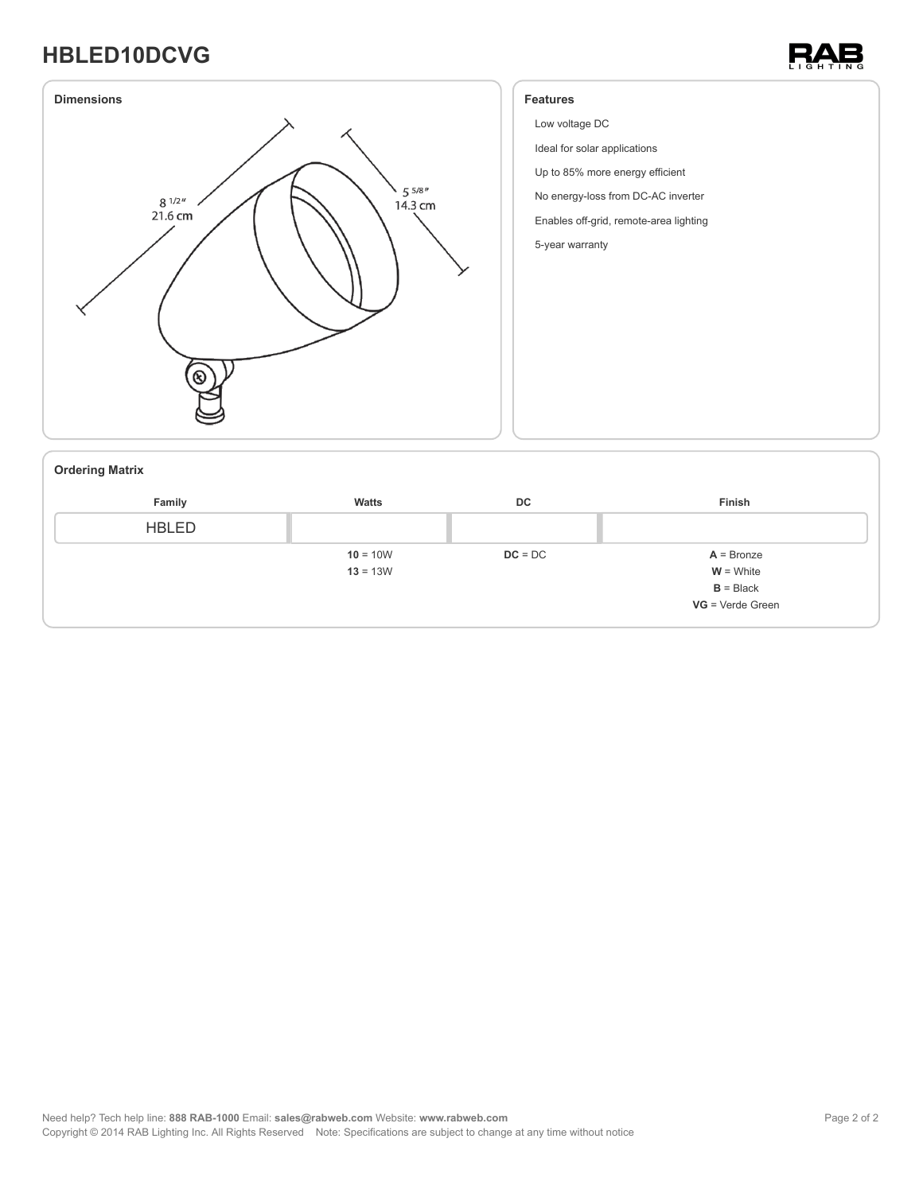# HBLED10DCVG

## Dimensions

8 1/2"
21.6 cm

5 5/8"
14.3 cm

## Features

- Low voltage DC
- Ideal for solar applications
- Up to 85% more energy efficient
- No energy-loss from DC-AC inverter
- Enables off-grid, remote-area lighting
- 5-year warranty

## Ordering Matrix

| Family | Watts | DC | Finish |
|---|---|---|---|
| HBLED | | | |
| | **10** = 10W | **DC** = DC | **A** = Bronze |
| | **13** = 13W | | **W** = White |
| | | | **B** = Black |
| | | | **VG** = Verde Green |

Need help? Tech help line: **888 RAB-1000** Email: **sales@rabweb.com** Website: **www.rabweb.com**
Copyright © 2014 RAB Lighting Inc. All Rights Reserved Note: Specifications are subject to change at any time without notice